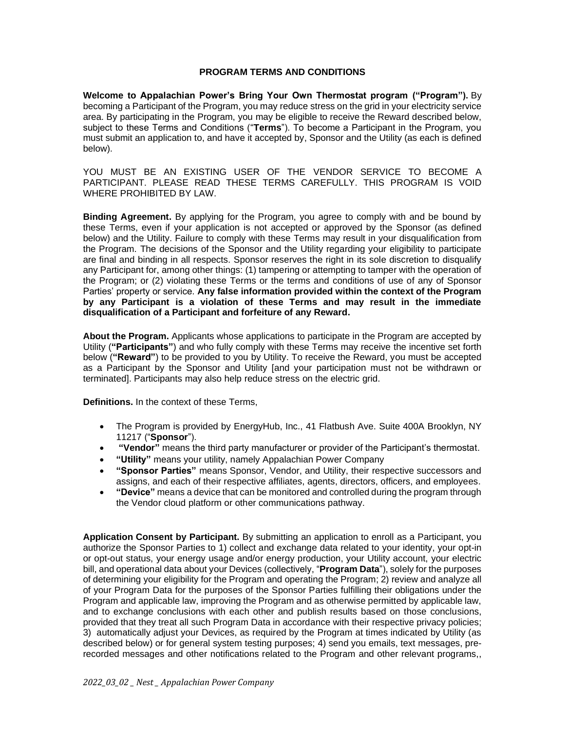# PROGRAM TERMS AND CONDITIONS

**Welcome to Appalachian Power's Bring Your Own Thermostat program ("Program").** By becoming a Participant of the Program, you may reduce stress on the grid in your electricity service area. By participating in the Program, you may be eligible to receive the Reward described below, subject to these Terms and Conditions ("**Terms**"). To become a Participant in the Program, you must submit an application to, and have it accepted by, Sponsor and the Utility (as each is defined below).

YOU MUST BE AN EXISTING USER OF THE VENDOR SERVICE TO BECOME A PARTICIPANT. PLEASE READ THESE TERMS CAREFULLY. THIS PROGRAM IS VOID WHERE PROHIBITED BY LAW.

**Binding Agreement.** By applying for the Program, you agree to comply with and be bound by these Terms, even if your application is not accepted or approved by the Sponsor (as defined below) and the Utility. Failure to comply with these Terms may result in your disqualification from the Program. The decisions of the Sponsor and the Utility regarding your eligibility to participate are final and binding in all respects. Sponsor reserves the right in its sole discretion to disqualify any Participant for, among other things: (1) tampering or attempting to tamper with the operation of the Program; or (2) violating these Terms or the terms and conditions of use of any of Sponsor Parties' property or service. **Any false information provided within the context of the Program by any Participant is a violation of these Terms and may result in the immediate disqualification of a Participant and forfeiture of any Reward.**

**About the Program.** Applicants whose applications to participate in the Program are accepted by Utility (**"Participants"**) and who fully comply with these Terms may receive the incentive set forth below (**"Reward"**) to be provided to you by Utility. To receive the Reward, you must be accepted as a Participant by the Sponsor and Utility [and your participation must not be withdrawn or terminated]. Participants may also help reduce stress on the electric grid.

**Definitions.** In the context of these Terms,

- The Program is provided by EnergyHub, Inc., 41 Flatbush Ave. Suite 400A Brooklyn, NY 11217 ("**Sponsor**").
- **"Vendor"** means the third party manufacturer or provider of the Participant's thermostat.
- **"Utility"** means your utility, namely Appalachian Power Company
- **"Sponsor Parties"** means Sponsor, Vendor, and Utility, their respective successors and assigns, and each of their respective affiliates, agents, directors, officers, and employees.
- **"Device"** means a device that can be monitored and controlled during the program through the Vendor cloud platform or other communications pathway.

**Application Consent by Participant.** By submitting an application to enroll as a Participant, you authorize the Sponsor Parties to 1) collect and exchange data related to your identity, your opt-in or opt-out status, your energy usage and/or energy production, your Utility account, your electric bill, and operational data about your Devices (collectively, "**Program Data**"), solely for the purposes of determining your eligibility for the Program and operating the Program; 2) review and analyze all of your Program Data for the purposes of the Sponsor Parties fulfilling their obligations under the Program and applicable law, improving the Program and as otherwise permitted by applicable law, and to exchange conclusions with each other and publish results based on those conclusions, provided that they treat all such Program Data in accordance with their respective privacy policies; 3) automatically adjust your Devices, as required by the Program at times indicated by Utility (as described below) or for general system testing purposes; 4) send you emails, text messages, pre-recorded messages and other notifications related to the Program and other relevant programs,,

*2022_03_02 _ Nest _ Appalachian Power Company*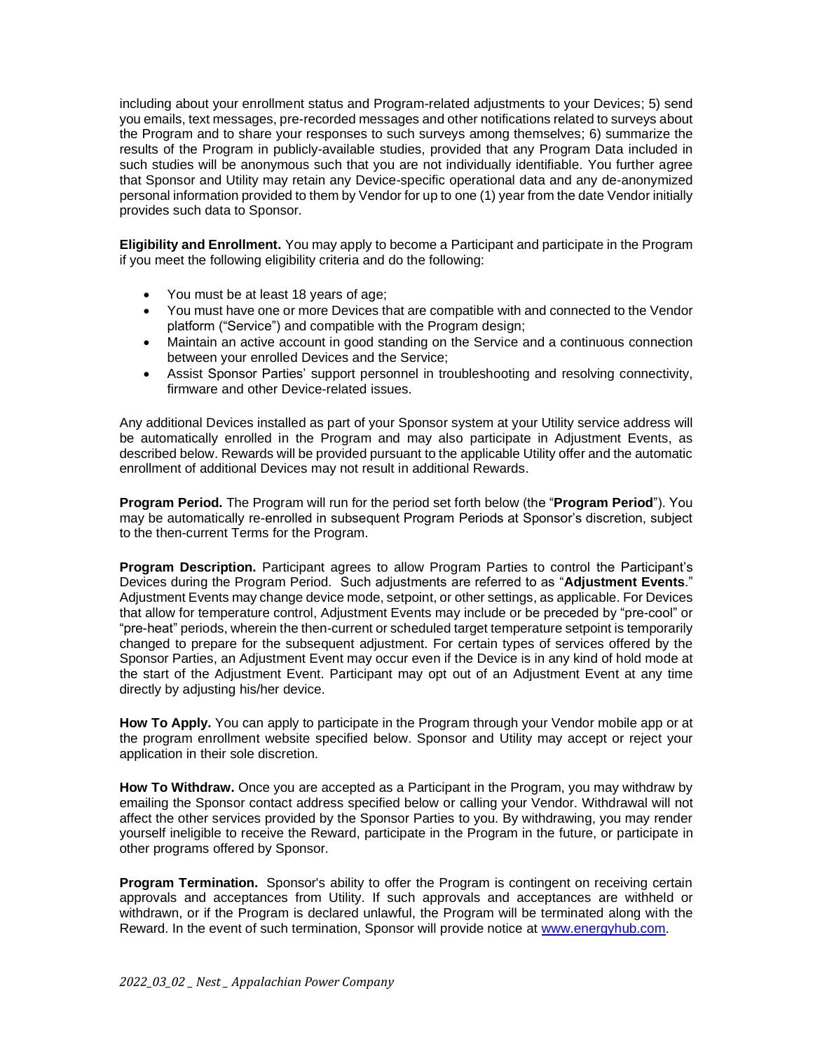including about your enrollment status and Program-related adjustments to your Devices; 5) send you emails, text messages, pre-recorded messages and other notifications related to surveys about the Program and to share your responses to such surveys among themselves; 6) summarize the results of the Program in publicly-available studies, provided that any Program Data included in such studies will be anonymous such that you are not individually identifiable. You further agree that Sponsor and Utility may retain any Device-specific operational data and any de-anonymized personal information provided to them by Vendor for up to one (1) year from the date Vendor initially provides such data to Sponsor.

**Eligibility and Enrollment.** You may apply to become a Participant and participate in the Program if you meet the following eligibility criteria and do the following:

- You must be at least 18 years of age;
- You must have one or more Devices that are compatible with and connected to the Vendor platform ("Service") and compatible with the Program design;
- Maintain an active account in good standing on the Service and a continuous connection between your enrolled Devices and the Service;
- Assist Sponsor Parties' support personnel in troubleshooting and resolving connectivity, firmware and other Device-related issues.

Any additional Devices installed as part of your Sponsor system at your Utility service address will be automatically enrolled in the Program and may also participate in Adjustment Events, as described below. Rewards will be provided pursuant to the applicable Utility offer and the automatic enrollment of additional Devices may not result in additional Rewards.

**Program Period.** The Program will run for the period set forth below (the "**Program Period**"). You may be automatically re-enrolled in subsequent Program Periods at Sponsor's discretion, subject to the then-current Terms for the Program.

**Program Description.** Participant agrees to allow Program Parties to control the Participant's Devices during the Program Period. Such adjustments are referred to as "**Adjustment Events**." Adjustment Events may change device mode, setpoint, or other settings, as applicable. For Devices that allow for temperature control, Adjustment Events may include or be preceded by "pre-cool" or "pre-heat" periods, wherein the then-current or scheduled target temperature setpoint is temporarily changed to prepare for the subsequent adjustment. For certain types of services offered by the Sponsor Parties, an Adjustment Event may occur even if the Device is in any kind of hold mode at the start of the Adjustment Event. Participant may opt out of an Adjustment Event at any time directly by adjusting his/her device.

**How To Apply.** You can apply to participate in the Program through your Vendor mobile app or at the program enrollment website specified below. Sponsor and Utility may accept or reject your application in their sole discretion.

**How To Withdraw.** Once you are accepted as a Participant in the Program, you may withdraw by emailing the Sponsor contact address specified below or calling your Vendor. Withdrawal will not affect the other services provided by the Sponsor Parties to you. By withdrawing, you may render yourself ineligible to receive the Reward, participate in the Program in the future, or participate in other programs offered by Sponsor.

**Program Termination.** Sponsor's ability to offer the Program is contingent on receiving certain approvals and acceptances from Utility. If such approvals and acceptances are withheld or withdrawn, or if the Program is declared unlawful, the Program will be terminated along with the Reward. In the event of such termination, Sponsor will provide notice at [www.energyhub.com](http://www.energyhub.com).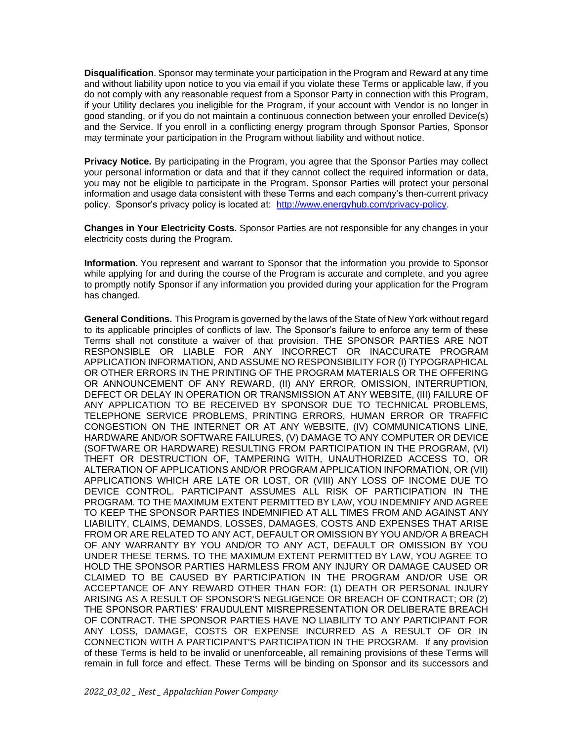**Disqualification**. Sponsor may terminate your participation in the Program and Reward at any time and without liability upon notice to you via email if you violate these Terms or applicable law, if you do not comply with any reasonable request from a Sponsor Party in connection with this Program, if your Utility declares you ineligible for the Program, if your account with Vendor is no longer in good standing, or if you do not maintain a continuous connection between your enrolled Device(s) and the Service. If you enroll in a conflicting energy program through Sponsor Parties, Sponsor may terminate your participation in the Program without liability and without notice.

**Privacy Notice.** By participating in the Program, you agree that the Sponsor Parties may collect your personal information or data and that if they cannot collect the required information or data, you may not be eligible to participate in the Program. Sponsor Parties will protect your personal information and usage data consistent with these Terms and each company's then-current privacy policy. Sponsor's privacy policy is located at: [http://www.energyhub.com/privacy-policy](http://www.energyhub.com/privacy-policy).

**Changes in Your Electricity Costs.** Sponsor Parties are not responsible for any changes in your electricity costs during the Program.

**Information.** You represent and warrant to Sponsor that the information you provide to Sponsor while applying for and during the course of the Program is accurate and complete, and you agree to promptly notify Sponsor if any information you provided during your application for the Program has changed.

**General Conditions.** This Program is governed by the laws of the State of New York without regard to its applicable principles of conflicts of law. The Sponsor's failure to enforce any term of these Terms shall not constitute a waiver of that provision. THE SPONSOR PARTIES ARE NOT RESPONSIBLE OR LIABLE FOR ANY INCORRECT OR INACCURATE PROGRAM APPLICATION INFORMATION, AND ASSUME NO RESPONSIBILITY FOR (I) TYPOGRAPHICAL OR OTHER ERRORS IN THE PRINTING OF THE PROGRAM MATERIALS OR THE OFFERING OR ANNOUNCEMENT OF ANY REWARD, (II) ANY ERROR, OMISSION, INTERRUPTION, DEFECT OR DELAY IN OPERATION OR TRANSMISSION AT ANY WEBSITE, (III) FAILURE OF ANY APPLICATION TO BE RECEIVED BY SPONSOR DUE TO TECHNICAL PROBLEMS, TELEPHONE SERVICE PROBLEMS, PRINTING ERRORS, HUMAN ERROR OR TRAFFIC CONGESTION ON THE INTERNET OR AT ANY WEBSITE, (IV) COMMUNICATIONS LINE, HARDWARE AND/OR SOFTWARE FAILURES, (V) DAMAGE TO ANY COMPUTER OR DEVICE (SOFTWARE OR HARDWARE) RESULTING FROM PARTICIPATION IN THE PROGRAM, (VI) THEFT OR DESTRUCTION OF, TAMPERING WITH, UNAUTHORIZED ACCESS TO, OR ALTERATION OF APPLICATIONS AND/OR PROGRAM APPLICATION INFORMATION, OR (VII) APPLICATIONS WHICH ARE LATE OR LOST, OR (VIII) ANY LOSS OF INCOME DUE TO DEVICE CONTROL. PARTICIPANT ASSUMES ALL RISK OF PARTICIPATION IN THE PROGRAM. TO THE MAXIMUM EXTENT PERMITTED BY LAW, YOU INDEMNIFY AND AGREE TO KEEP THE SPONSOR PARTIES INDEMNIFIED AT ALL TIMES FROM AND AGAINST ANY LIABILITY, CLAIMS, DEMANDS, LOSSES, DAMAGES, COSTS AND EXPENSES THAT ARISE FROM OR ARE RELATED TO ANY ACT, DEFAULT OR OMISSION BY YOU AND/OR A BREACH OF ANY WARRANTY BY YOU AND/OR TO ANY ACT, DEFAULT OR OMISSION BY YOU UNDER THESE TERMS. TO THE MAXIMUM EXTENT PERMITTED BY LAW, YOU AGREE TO HOLD THE SPONSOR PARTIES HARMLESS FROM ANY INJURY OR DAMAGE CAUSED OR CLAIMED TO BE CAUSED BY PARTICIPATION IN THE PROGRAM AND/OR USE OR ACCEPTANCE OF ANY REWARD OTHER THAN FOR: (1) DEATH OR PERSONAL INJURY ARISING AS A RESULT OF SPONSOR'S NEGLIGENCE OR BREACH OF CONTRACT; OR (2) THE SPONSOR PARTIES' FRAUDULENT MISREPRESENTATION OR DELIBERATE BREACH OF CONTRACT. THE SPONSOR PARTIES HAVE NO LIABILITY TO ANY PARTICIPANT FOR ANY LOSS, DAMAGE, COSTS OR EXPENSE INCURRED AS A RESULT OF OR IN CONNECTION WITH A PARTICIPANT'S PARTICIPATION IN THE PROGRAM. If any provision of these Terms is held to be invalid or unenforceable, all remaining provisions of these Terms will remain in full force and effect. These Terms will be binding on Sponsor and its successors and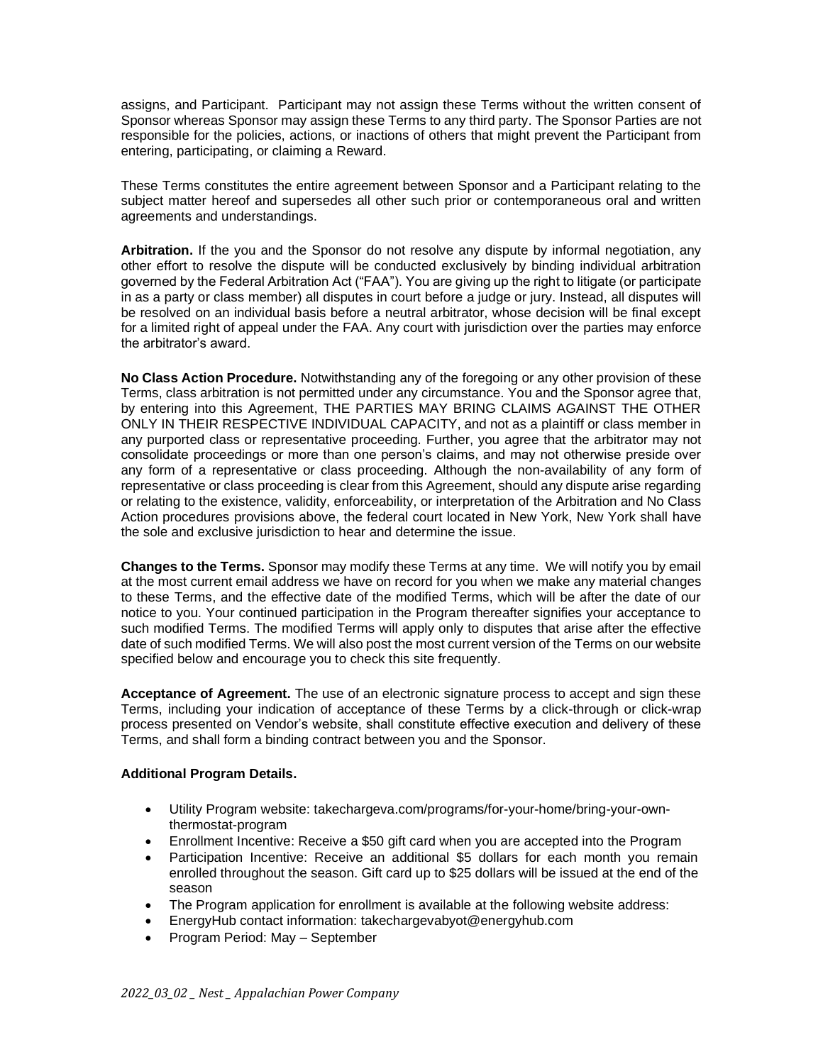assigns, and Participant. Participant may not assign these Terms without the written consent of Sponsor whereas Sponsor may assign these Terms to any third party. The Sponsor Parties are not responsible for the policies, actions, or inactions of others that might prevent the Participant from entering, participating, or claiming a Reward.

These Terms constitutes the entire agreement between Sponsor and a Participant relating to the subject matter hereof and supersedes all other such prior or contemporaneous oral and written agreements and understandings.

**Arbitration.** If the you and the Sponsor do not resolve any dispute by informal negotiation, any other effort to resolve the dispute will be conducted exclusively by binding individual arbitration governed by the Federal Arbitration Act ("FAA"). You are giving up the right to litigate (or participate in as a party or class member) all disputes in court before a judge or jury. Instead, all disputes will be resolved on an individual basis before a neutral arbitrator, whose decision will be final except for a limited right of appeal under the FAA. Any court with jurisdiction over the parties may enforce the arbitrator's award.

**No Class Action Procedure.** Notwithstanding any of the foregoing or any other provision of these Terms, class arbitration is not permitted under any circumstance. You and the Sponsor agree that, by entering into this Agreement, THE PARTIES MAY BRING CLAIMS AGAINST THE OTHER ONLY IN THEIR RESPECTIVE INDIVIDUAL CAPACITY, and not as a plaintiff or class member in any purported class or representative proceeding. Further, you agree that the arbitrator may not consolidate proceedings or more than one person's claims, and may not otherwise preside over any form of a representative or class proceeding. Although the non-availability of any form of representative or class proceeding is clear from this Agreement, should any dispute arise regarding or relating to the existence, validity, enforceability, or interpretation of the Arbitration and No Class Action procedures provisions above, the federal court located in New York, New York shall have the sole and exclusive jurisdiction to hear and determine the issue.

**Changes to the Terms.** Sponsor may modify these Terms at any time. We will notify you by email at the most current email address we have on record for you when we make any material changes to these Terms, and the effective date of the modified Terms, which will be after the date of our notice to you. Your continued participation in the Program thereafter signifies your acceptance to such modified Terms. The modified Terms will apply only to disputes that arise after the effective date of such modified Terms. We will also post the most current version of the Terms on our website specified below and encourage you to check this site frequently.

**Acceptance of Agreement.** The use of an electronic signature process to accept and sign these Terms, including your indication of acceptance of these Terms by a click-through or click-wrap process presented on Vendor's website, shall constitute effective execution and delivery of these Terms, and shall form a binding contract between you and the Sponsor.

**Additional Program Details.**

- Utility Program website: takechargeva.com/programs/for-your-home/bring-your-own-thermostat-program
- Enrollment Incentive: Receive a $50 gift card when you are accepted into the Program
- Participation Incentive: Receive an additional $5 dollars for each month you remain enrolled throughout the season. Gift card up to $25 dollars will be issued at the end of the season
- The Program application for enrollment is available at the following website address:
- EnergyHub contact information: takechargevabyot@energyhub.com
- Program Period: May – September

*2022_03_02 _ Nest _ Appalachian Power Company*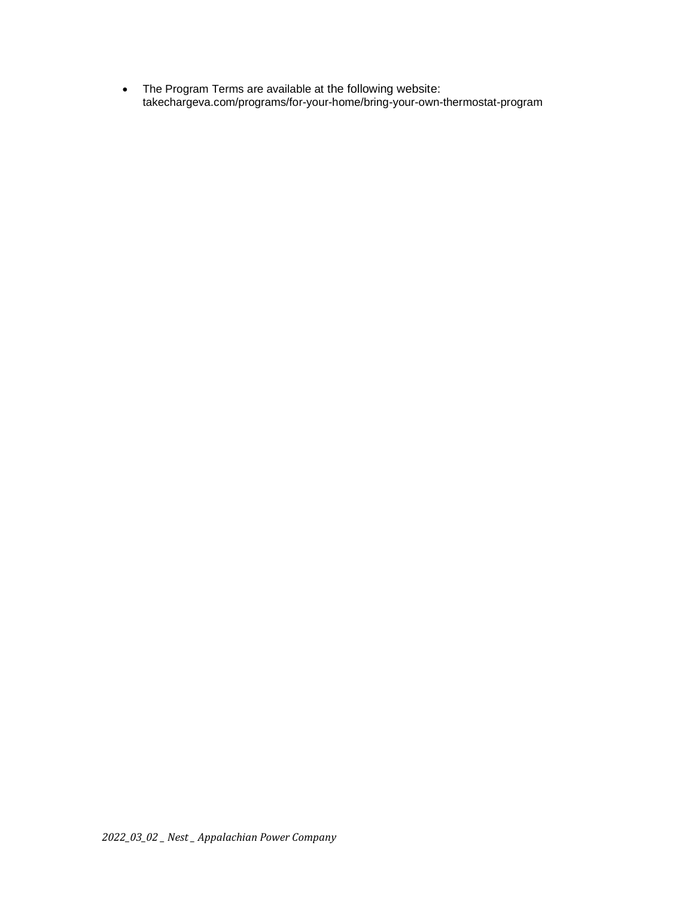- The Program Terms are available at the following website: takechargeva.com/programs/for-your-home/bring-your-own-thermostat-program